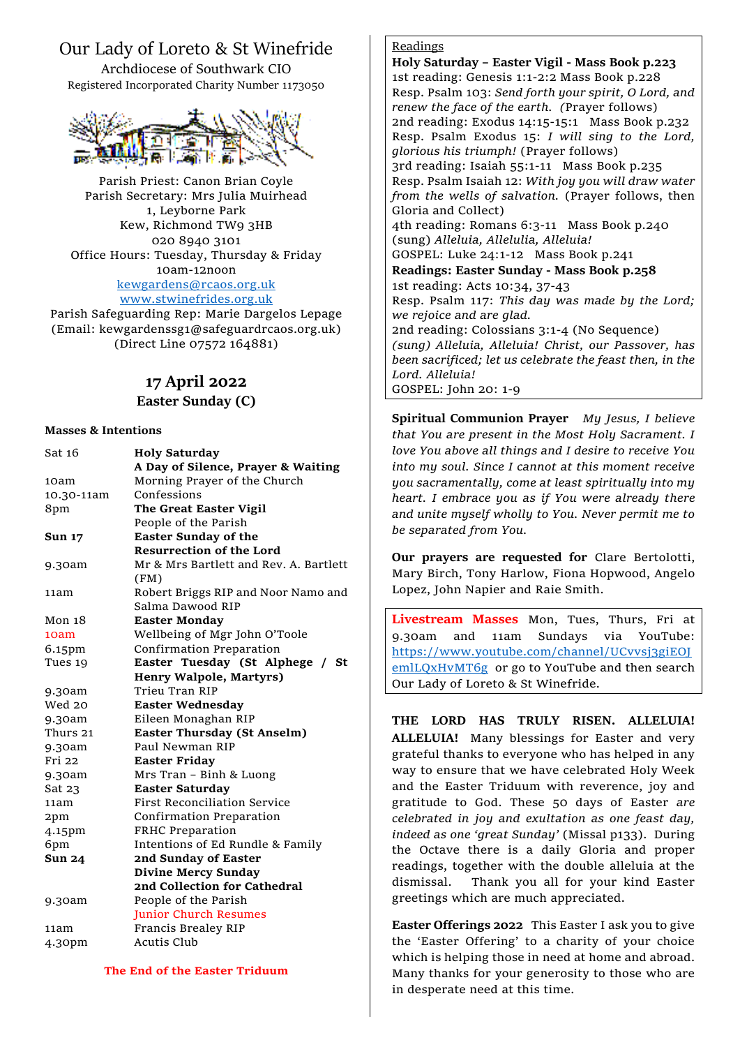# Our Lady of Loreto & St Winefride

Archdiocese of Southwark CIO

Registered Incorporated Charity Number 1173050

Parish Priest: Canon Brian Coyle
Parish Secretary: Mrs Julia Muirhead
1, Leyborne Park
Kew, Richmond TW9 3HB
020 8940 3101
Office Hours: Tuesday, Thursday & Friday
10am-12noon
kewgardens@rcaos.org.uk
www.stwinefrides.org.uk
Parish Safeguarding Rep: Marie Dargelos Lepage
(Email: kewgardenssg1@safeguardrcaos.org.uk)
(Direct Line 07572 164881)

## 17 April 2022
### Easter Sunday (C)

**Masses & Intentions**

| | |
|---|---|
| Sat 16 | **Holy Saturday** |
| | **A Day of Silence, Prayer & Waiting** |
| 10am | Morning Prayer of the Church |
| 10.30-11am | Confessions |
| 8pm | **The Great Easter Vigil** |
| | People of the Parish |
| **Sun 17** | **Easter Sunday of the Resurrection of the Lord** |
| 9.30am | Mr & Mrs Bartlett and Rev. A. Bartlett (FM) |
| 11am | Robert Briggs RIP and Noor Namo and Salma Dawood RIP |
| Mon 18 | **Easter Monday** |
| 10am | Wellbeing of Mgr John O'Toole |
| 6.15pm | Confirmation Preparation |
| Tues 19 | **Easter Tuesday (St Alphege / St Henry Walpole, Martyrs)** |
| 9.30am | Trieu Tran RIP |
| Wed 20 | **Easter Wednesday** |
| 9.30am | Eileen Monaghan RIP |
| Thurs 21 | **Easter Thursday (St Anselm)** |
| 9.30am | Paul Newman RIP |
| Fri 22 | **Easter Friday** |
| 9.30am | Mrs Tran – Binh & Luong |
| Sat 23 | **Easter Saturday** |
| 11am | First Reconciliation Service |
| 2pm | Confirmation Preparation |
| 4.15pm | FRHC Preparation |
| 6pm | Intentions of Ed Rundle & Family |
| **Sun 24** | **2nd Sunday of Easter** |
| | **Divine Mercy Sunday** |
| | **2nd Collection for Cathedral** |
| 9.30am | People of the Parish |
| | Junior Church Resumes |
| 11am | Francis Brealey RIP |
| 4.30pm | Acutis Club |

**The End of the Easter Triduum**

Readings

**Holy Saturday – Easter Vigil - Mass Book p.223**
1st reading: Genesis 1:1-2:2 Mass Book p.228
Resp. Psalm 103: *Send forth your spirit, O Lord, and renew the face of the earth. (*Prayer follows)
2nd reading: Exodus 14:15-15:1 Mass Book p.232
Resp. Psalm Exodus 15: *I will sing to the Lord, glorious his triumph!* (Prayer follows)
3rd reading: Isaiah 55:1-11 Mass Book p.235
Resp. Psalm Isaiah 12: *With joy you will draw water from the wells of salvation.* (Prayer follows, then Gloria and Collect)
4th reading: Romans 6:3-11 Mass Book p.240
(sung) *Alleluia, Allelulia, Alleluia!*
GOSPEL: Luke 24:1-12 Mass Book p.241
**Readings: Easter Sunday - Mass Book p.258**
1st reading: Acts 10:34, 37-43
Resp. Psalm 117: *This day was made by the Lord; we rejoice and are glad.*
2nd reading: Colossians 3:1-4 (No Sequence)
*(sung) Alleluia, Alleluia! Christ, our Passover, has been sacrificed; let us celebrate the feast then, in the Lord. Alleluia!*
GOSPEL: John 20: 1-9

**Spiritual Communion Prayer** *My Jesus, I believe that You are present in the Most Holy Sacrament. I love You above all things and I desire to receive You into my soul. Since I cannot at this moment receive you sacramentally, come at least spiritually into my heart. I embrace you as if You were already there and unite myself wholly to You. Never permit me to be separated from You.*

**Our prayers are requested for** Clare Bertolotti, Mary Birch, Tony Harlow, Fiona Hopwood, Angelo Lopez, John Napier and Raie Smith.

**Livestream Masses** Mon, Tues, Thurs, Fri at 9.30am and 11am Sundays via YouTube: https://www.youtube.com/channel/UCvvsj3giEOJemlLQxHvMT6g or go to YouTube and then search Our Lady of Loreto & St Winefride.

**THE LORD HAS TRULY RISEN. ALLELUIA! ALLELUIA!** Many blessings for Easter and very grateful thanks to everyone who has helped in any way to ensure that we have celebrated Holy Week and the Easter Triduum with reverence, joy and gratitude to God. These 50 days of Easter *are celebrated in joy and exultation as one feast day, indeed as one 'great Sunday'* (Missal p133). During the Octave there is a daily Gloria and proper readings, together with the double alleluia at the dismissal. Thank you all for your kind Easter greetings which are much appreciated.

**Easter Offerings 2022** This Easter I ask you to give the 'Easter Offering' to a charity of your choice which is helping those in need at home and abroad. Many thanks for your generosity to those who are in desperate need at this time.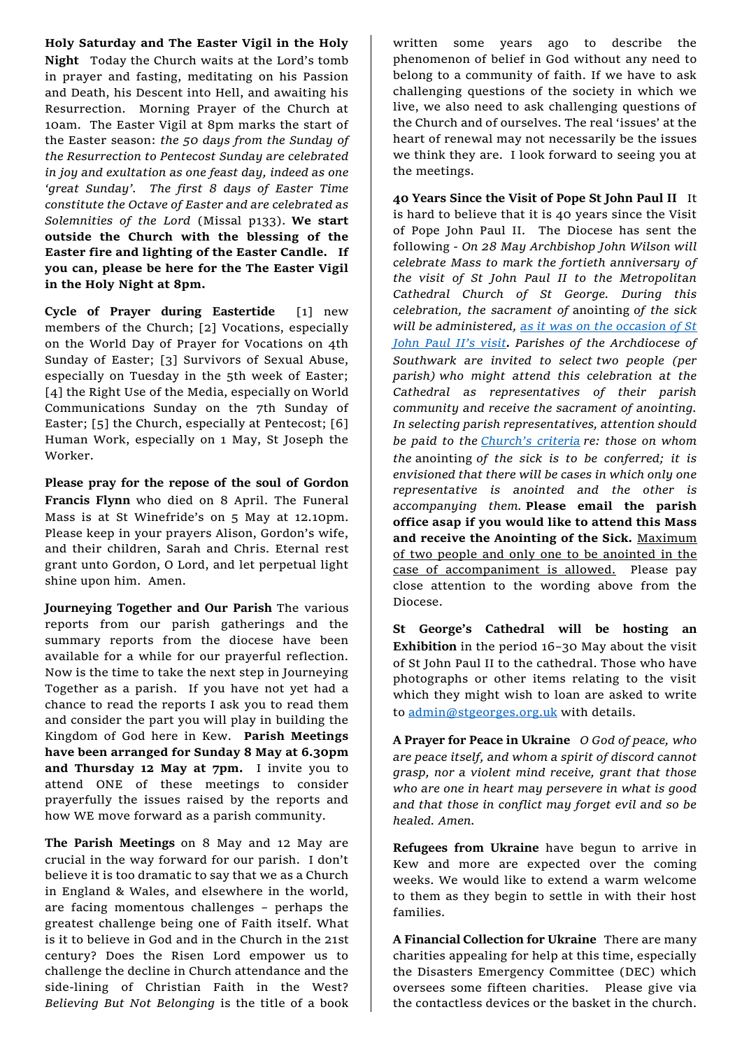**Holy Saturday and The Easter Vigil in the Holy Night** Today the Church waits at the Lord's tomb in prayer and fasting, meditating on his Passion and Death, his Descent into Hell, and awaiting his Resurrection. Morning Prayer of the Church at 10am. The Easter Vigil at 8pm marks the start of the Easter season: *the 50 days from the Sunday of the Resurrection to Pentecost Sunday are celebrated in joy and exultation as one feast day, indeed as one 'great Sunday'. The first 8 days of Easter Time constitute the Octave of Easter and are celebrated as Solemnities of the Lord* (Missal p133). **We start outside the Church with the blessing of the Easter fire and lighting of the Easter Candle. If you can, please be here for the The Easter Vigil in the Holy Night at 8pm.**

**Cycle of Prayer during Eastertide** [1] new members of the Church; [2] Vocations, especially on the World Day of Prayer for Vocations on 4th Sunday of Easter; [3] Survivors of Sexual Abuse, especially on Tuesday in the 5th week of Easter; [4] the Right Use of the Media, especially on World Communications Sunday on the 7th Sunday of Easter; [5] the Church, especially at Pentecost; [6] Human Work, especially on 1 May, St Joseph the Worker.

**Please pray for the repose of the soul of Gordon Francis Flynn** who died on 8 April. The Funeral Mass is at St Winefride's on 5 May at 12.10pm. Please keep in your prayers Alison, Gordon's wife, and their children, Sarah and Chris. Eternal rest grant unto Gordon, O Lord, and let perpetual light shine upon him. Amen.

**Journeying Together and Our Parish** The various reports from our parish gatherings and the summary reports from the diocese have been available for a while for our prayerful reflection. Now is the time to take the next step in Journeying Together as a parish. If you have not yet had a chance to read the reports I ask you to read them and consider the part you will play in building the Kingdom of God here in Kew. **Parish Meetings have been arranged for Sunday 8 May at 6.30pm and Thursday 12 May at 7pm.** I invite you to attend ONE of these meetings to consider prayerfully the issues raised by the reports and how WE move forward as a parish community.

**The Parish Meetings** on 8 May and 12 May are crucial in the way forward for our parish. I don't believe it is too dramatic to say that we as a Church in England & Wales, and elsewhere in the world, are facing momentous challenges – perhaps the greatest challenge being one of Faith itself. What is it to believe in God and in the Church in the 21st century? Does the Risen Lord empower us to challenge the decline in Church attendance and the side-lining of Christian Faith in the West? *Believing But Not Belonging* is the title of a book written some years ago to describe the phenomenon of belief in God without any need to belong to a community of faith. If we have to ask challenging questions of the society in which we live, we also need to ask challenging questions of the Church and of ourselves. The real 'issues' at the heart of renewal may not necessarily be the issues we think they are. I look forward to seeing you at the meetings.

**40 Years Since the Visit of Pope St John Paul II** It is hard to believe that it is 40 years since the Visit of Pope John Paul II. The Diocese has sent the following - *On 28 May Archbishop John Wilson will celebrate Mass to mark the fortieth anniversary of the visit of St John Paul II to the Metropolitan Cathedral Church of St George. During this celebration, the sacrament of* anointing *of the sick will be administered, as it was on the occasion of St John Paul II's visit. Parishes of the Archdiocese of Southwark are invited to select two people (per parish) who might attend this celebration at the Cathedral as representatives of their parish community and receive the sacrament of anointing. In selecting parish representatives, attention should be paid to the Church's criteria re: those on whom the* anointing *of the sick is to be conferred; it is envisioned that there will be cases in which only one representative is anointed and the other is accompanying them.* **Please email the parish office asap if you would like to attend this Mass and receive the Anointing of the Sick.** Maximum of two people and only one to be anointed in the case of accompaniment is allowed. Please pay close attention to the wording above from the Diocese.

**St George's Cathedral will be hosting an Exhibition** in the period 16–30 May about the visit of St John Paul II to the cathedral. Those who have photographs or other items relating to the visit which they might wish to loan are asked to write to admin@stgeorges.org.uk with details.

**A Prayer for Peace in Ukraine** *O God of peace, who are peace itself, and whom a spirit of discord cannot grasp, nor a violent mind receive, grant that those who are one in heart may persevere in what is good and that those in conflict may forget evil and so be healed. Amen.*

**Refugees from Ukraine** have begun to arrive in Kew and more are expected over the coming weeks. We would like to extend a warm welcome to them as they begin to settle in with their host families.

**A Financial Collection for Ukraine** There are many charities appealing for help at this time, especially the Disasters Emergency Committee (DEC) which oversees some fifteen charities. Please give via the contactless devices or the basket in the church.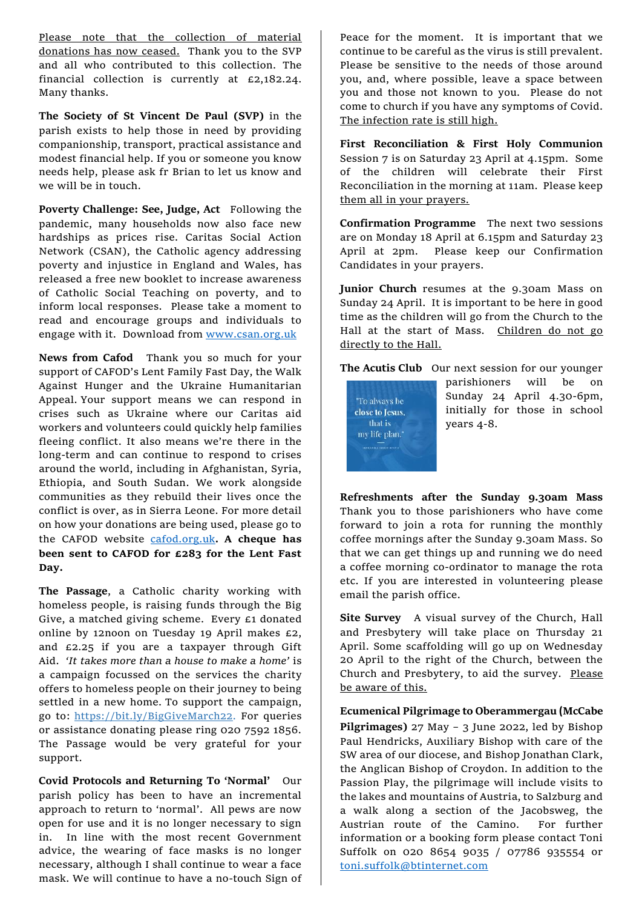Please note that the collection of material donations has now ceased. Thank you to the SVP and all who contributed to this collection. The financial collection is currently at £2,182.24. Many thanks.

**The Society of St Vincent De Paul (SVP)** in the parish exists to help those in need by providing companionship, transport, practical assistance and modest financial help. If you or someone you know needs help, please ask fr Brian to let us know and we will be in touch.

**Poverty Challenge: See, Judge, Act** Following the pandemic, many households now also face new hardships as prices rise. Caritas Social Action Network (CSAN), the Catholic agency addressing poverty and injustice in England and Wales, has released a free new booklet to increase awareness of Catholic Social Teaching on poverty, and to inform local responses. Please take a moment to read and encourage groups and individuals to engage with it. Download from www.csan.org.uk

**News from Cafod** Thank you so much for your support of CAFOD's Lent Family Fast Day, the Walk Against Hunger and the Ukraine Humanitarian Appeal. Your support means we can respond in crises such as Ukraine where our Caritas aid workers and volunteers could quickly help families fleeing conflict. It also means we're there in the long-term and can continue to respond to crises around the world, including in Afghanistan, Syria, Ethiopia, and South Sudan. We work alongside communities as they rebuild their lives once the conflict is over, as in Sierra Leone. For more detail on how your donations are being used, please go to the CAFOD website cafod.org.uk. **A cheque has been sent to CAFOD for £283 for the Lent Fast Day.**

**The Passage**, a Catholic charity working with homeless people, is raising funds through the Big Give, a matched giving scheme. Every £1 donated online by 12noon on Tuesday 19 April makes £2, and £2.25 if you are a taxpayer through Gift Aid. *'It takes more than a house to make a home'* is a campaign focussed on the services the charity offers to homeless people on their journey to being settled in a new home. To support the campaign, go to: https://bit.ly/BigGiveMarch22. For queries or assistance donating please ring 020 7592 1856. The Passage would be very grateful for your support.

**Covid Protocols and Returning To 'Normal'** Our parish policy has been to have an incremental approach to return to 'normal'. All pews are now open for use and it is no longer necessary to sign in. In line with the most recent Government advice, the wearing of face masks is no longer necessary, although I shall continue to wear a face mask. We will continue to have a no-touch Sign of Peace for the moment. It is important that we continue to be careful as the virus is still prevalent. Please be sensitive to the needs of those around you, and, where possible, leave a space between you and those not known to you. Please do not come to church if you have any symptoms of Covid. The infection rate is still high.

**First Reconciliation & First Holy Communion** Session 7 is on Saturday 23 April at 4.15pm. Some of the children will celebrate their First Reconciliation in the morning at 11am. Please keep them all in your prayers.

**Confirmation Programme** The next two sessions are on Monday 18 April at 6.15pm and Saturday 23 April at 2pm. Please keep our Confirmation Candidates in your prayers.

**Junior Church** resumes at the 9.30am Mass on Sunday 24 April. It is important to be here in good time as the children will go from the Church to the Hall at the start of Mass. Children do not go directly to the Hall.

**The Acutis Club** Our next session for our younger parishioners will be on Sunday 24 April 4.30-6pm, initially for those in school years 4-8.

**Refreshments after the Sunday 9.30am Mass** Thank you to those parishioners who have come forward to join a rota for running the monthly coffee mornings after the Sunday 9.30am Mass. So that we can get things up and running we do need a coffee morning co-ordinator to manage the rota etc. If you are interested in volunteering please email the parish office.

**Site Survey** A visual survey of the Church, Hall and Presbytery will take place on Thursday 21 April. Some scaffolding will go up on Wednesday 20 April to the right of the Church, between the Church and Presbytery, to aid the survey. Please be aware of this.

**Ecumenical Pilgrimage to Oberammergau (McCabe Pilgrimages)** 27 May – 3 June 2022, led by Bishop Paul Hendricks, Auxiliary Bishop with care of the SW area of our diocese, and Bishop Jonathan Clark, the Anglican Bishop of Croydon. In addition to the Passion Play, the pilgrimage will include visits to the lakes and mountains of Austria, to Salzburg and a walk along a section of the Jacobsweg, the Austrian route of the Camino. For further information or a booking form please contact Toni Suffolk on 020 8654 9035 / 07786 935554 or toni.suffolk@btinternet.com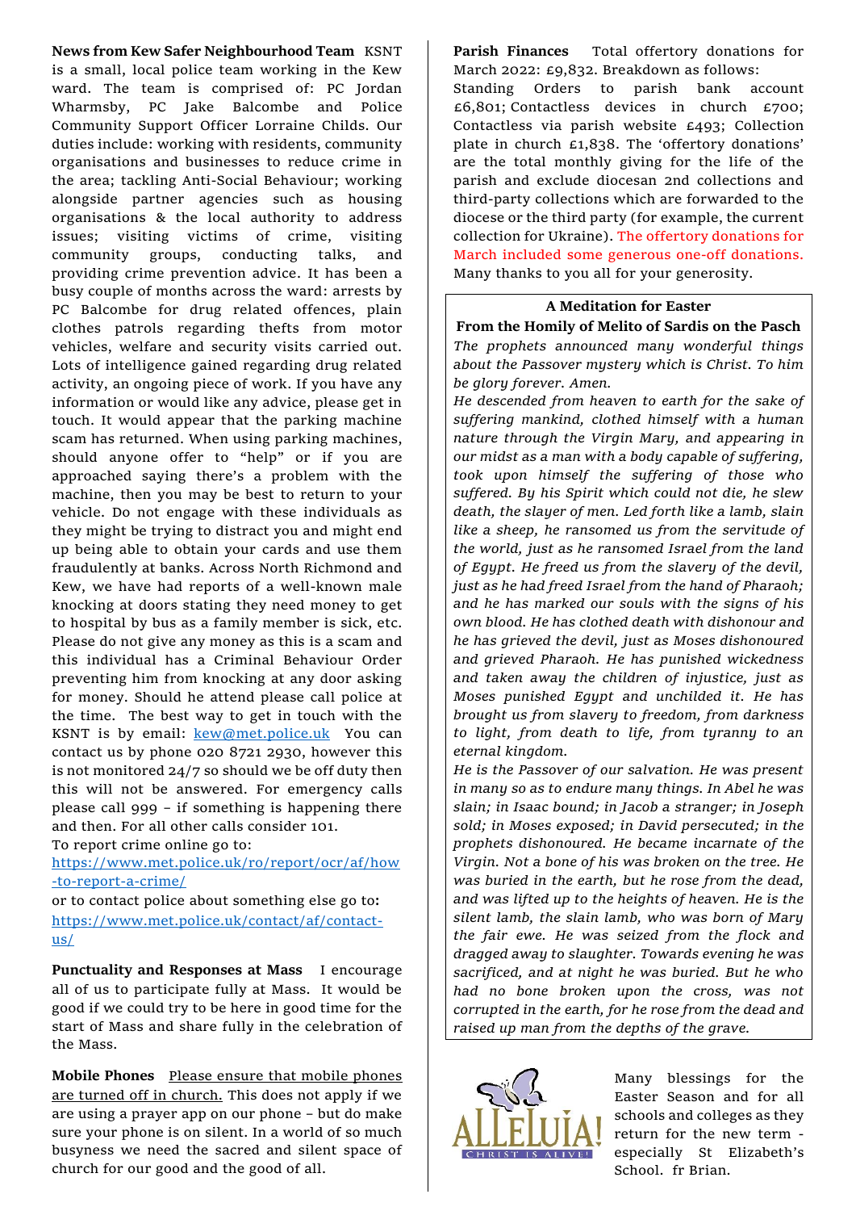**News from Kew Safer Neighbourhood Team** KSNT is a small, local police team working in the Kew ward. The team is comprised of: PC Jordan Wharmsby, PC Jake Balcombe and Police Community Support Officer Lorraine Childs. Our duties include: working with residents, community organisations and businesses to reduce crime in the area; tackling Anti-Social Behaviour; working alongside partner agencies such as housing organisations & the local authority to address issues; visiting victims of crime, visiting community groups, conducting talks, and providing crime prevention advice. It has been a busy couple of months across the ward: arrests by PC Balcombe for drug related offences, plain clothes patrols regarding thefts from motor vehicles, welfare and security visits carried out. Lots of intelligence gained regarding drug related activity, an ongoing piece of work. If you have any information or would like any advice, please get in touch. It would appear that the parking machine scam has returned. When using parking machines, should anyone offer to "help" or if you are approached saying there's a problem with the machine, then you may be best to return to your vehicle. Do not engage with these individuals as they might be trying to distract you and might end up being able to obtain your cards and use them fraudulently at banks. Across North Richmond and Kew, we have had reports of a well-known male knocking at doors stating they need money to get to hospital by bus as a family member is sick, etc. Please do not give any money as this is a scam and this individual has a Criminal Behaviour Order preventing him from knocking at any door asking for money. Should he attend please call police at the time. The best way to get in touch with the KSNT is by email: kew@met.police.uk You can contact us by phone 020 8721 2930, however this is not monitored 24/7 so should we be off duty then this will not be answered. For emergency calls please call 999 – if something is happening there and then. For all other calls consider 101.

To report crime online go to:
https://www.met.police.uk/ro/report/ocr/af/how-to-report-a-crime/
or to contact police about something else go to:
https://www.met.police.uk/contact/af/contact-us/

**Punctuality and Responses at Mass** I encourage all of us to participate fully at Mass. It would be good if we could try to be here in good time for the start of Mass and share fully in the celebration of the Mass.

**Mobile Phones** Please ensure that mobile phones are turned off in church. This does not apply if we are using a prayer app on our phone – but do make sure your phone is on silent. In a world of so much busyness we need the sacred and silent space of church for our good and the good of all.

**Parish Finances** Total offertory donations for March 2022: £9,832. Breakdown as follows: Standing Orders to parish bank account £6,801; Contactless devices in church £700; Contactless via parish website £493; Collection plate in church £1,838. The 'offertory donations' are the total monthly giving for the life of the parish and exclude diocesan 2nd collections and third-party collections which are forwarded to the diocese or the third party (for example, the current collection for Ukraine). The offertory donations for March included some generous one-off donations. Many thanks to you all for your generosity.

**A Meditation for Easter**

**From the Homily of Melito of Sardis on the Pasch**

*The prophets announced many wonderful things about the Passover mystery which is Christ. To him be glory forever. Amen.*

*He descended from heaven to earth for the sake of suffering mankind, clothed himself with a human nature through the Virgin Mary, and appearing in our midst as a man with a body capable of suffering, took upon himself the suffering of those who suffered. By his Spirit which could not die, he slew death, the slayer of men. Led forth like a lamb, slain like a sheep, he ransomed us from the servitude of the world, just as he ransomed Israel from the land of Egypt. He freed us from the slavery of the devil, just as he had freed Israel from the hand of Pharaoh; and he has marked our souls with the signs of his own blood. He has clothed death with dishonour and he has grieved the devil, just as Moses dishonoured and grieved Pharaoh. He has punished wickedness and taken away the children of injustice, just as Moses punished Egypt and unchilded it. He has brought us from slavery to freedom, from darkness to light, from death to life, from tyranny to an eternal kingdom.*

*He is the Passover of our salvation. He was present in many so as to endure many things. In Abel he was slain; in Isaac bound; in Jacob a stranger; in Joseph sold; in Moses exposed; in David persecuted; in the prophets dishonoured. He became incarnate of the Virgin. Not a bone of his was broken on the tree. He was buried in the earth, but he rose from the dead, and was lifted up to the heights of heaven. He is the silent lamb, the slain lamb, who was born of Mary the fair ewe. He was seized from the flock and dragged away to slaughter. Towards evening he was sacrificed, and at night he was buried. But he who had no bone broken upon the cross, was not corrupted in the earth, for he rose from the dead and raised up man from the depths of the grave.*

ALLELUIA! CHRIST IS ALIVE!

Many blessings for the Easter Season and for all schools and colleges as they return for the new term - especially St Elizabeth's School. fr Brian.